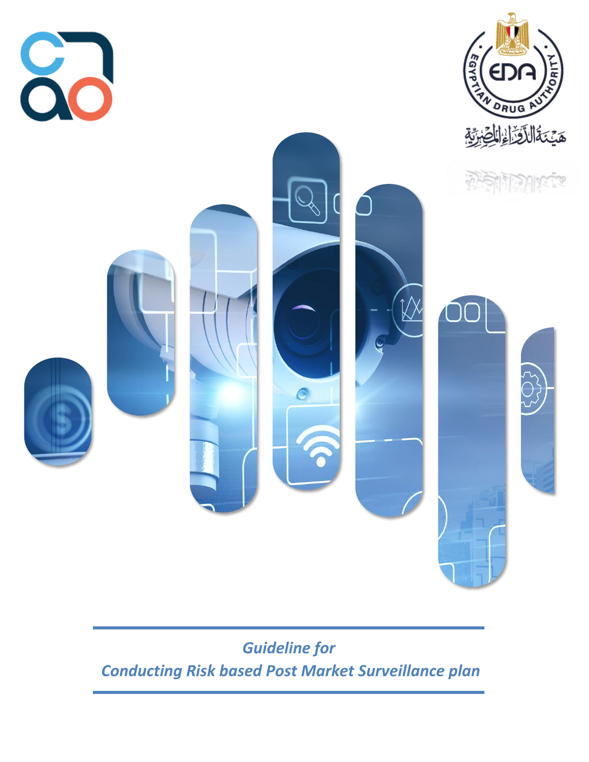*Guideline for*

*Conducting Risk based Post Market Surveillance plan*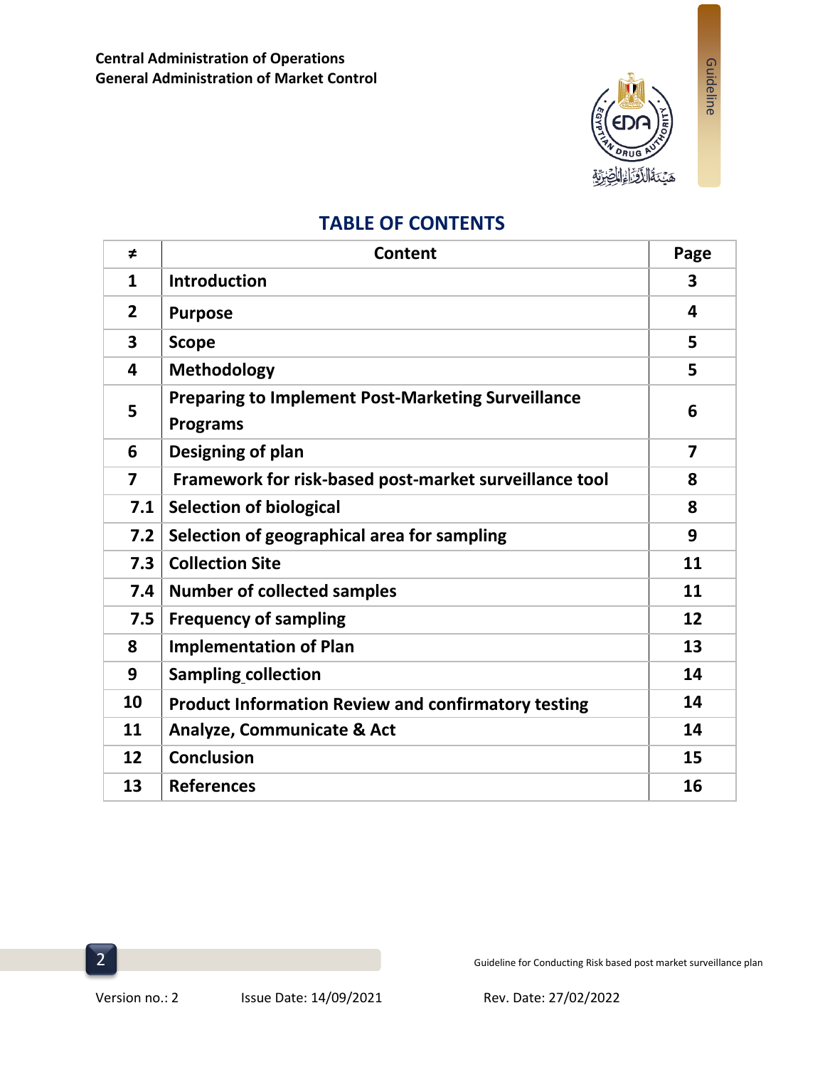Central Administration of Operations
General Administration of Market Control

# TABLE OF CONTENTS

| ≠ | Content | Page |
|---|---|---|
| 1 | Introduction | 3 |
| 2 | Purpose | 4 |
| 3 | Scope | 5 |
| 4 | Methodology | 5 |
| 5 | Preparing to Implement Post-Marketing Surveillance Programs | 6 |
| 6 | Designing of plan | 7 |
| 7 | Framework for risk-based post-market surveillance tool | 8 |
| 7.1 | Selection of biological | 8 |
| 7.2 | Selection of geographical area for sampling | 9 |
| 7.3 | Collection Site | 11 |
| 7.4 | Number of collected samples | 11 |
| 7.5 | Frequency of sampling | 12 |
| 8 | Implementation of Plan | 13 |
| 9 | Sampling collection | 14 |
| 10 | Product Information Review and confirmatory testing | 14 |
| 11 | Analyze, Communicate & Act | 14 |
| 12 | Conclusion | 15 |
| 13 | References | 16 |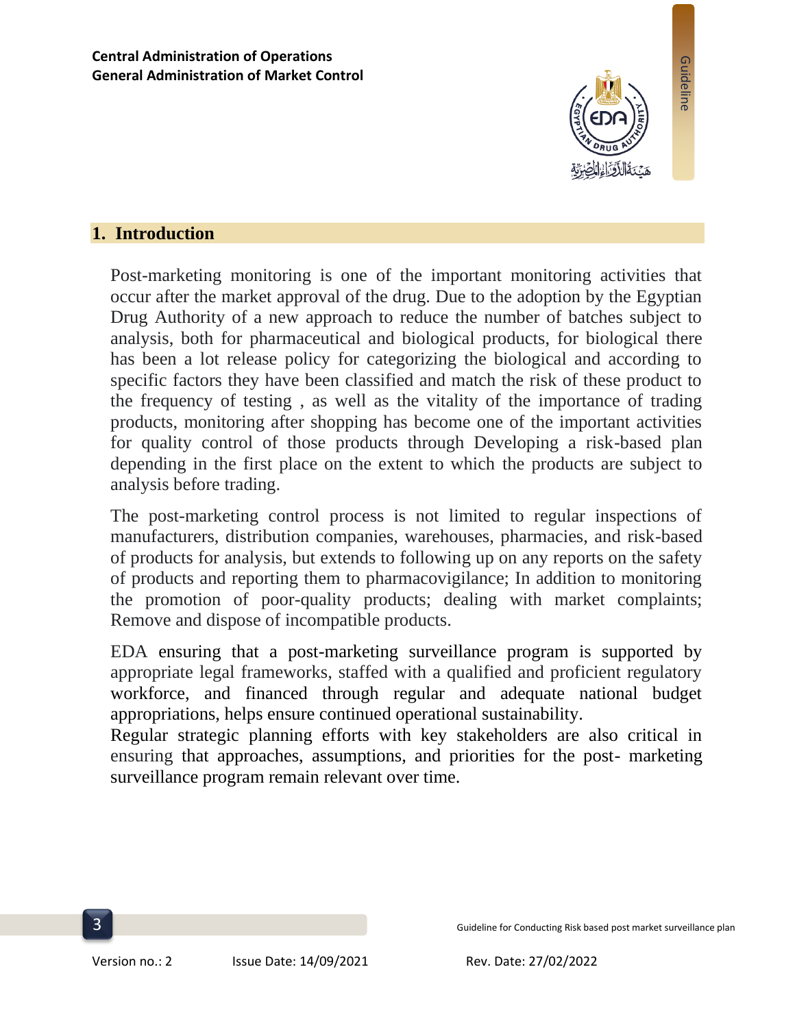## 1. Introduction

Post-marketing monitoring is one of the important monitoring activities that occur after the market approval of the drug. Due to the adoption by the Egyptian Drug Authority of a new approach to reduce the number of batches subject to analysis, both for pharmaceutical and biological products, for biological there has been a lot release policy for categorizing the biological and according to specific factors they have been classified and match the risk of these product to the frequency of testing , as well as the vitality of the importance of trading products, monitoring after shopping has become one of the important activities for quality control of those products through Developing a risk-based plan depending in the first place on the extent to which the products are subject to analysis before trading.

The post-marketing control process is not limited to regular inspections of manufacturers, distribution companies, warehouses, pharmacies, and risk-based of products for analysis, but extends to following up on any reports on the safety of products and reporting them to pharmacovigilance; In addition to monitoring the promotion of poor-quality products; dealing with market complaints; Remove and dispose of incompatible products.

EDA ensuring that a post-marketing surveillance program is supported by appropriate legal frameworks, staffed with a qualified and proficient regulatory workforce, and financed through regular and adequate national budget appropriations, helps ensure continued operational sustainability.

Regular strategic planning efforts with key stakeholders are also critical in ensuring that approaches, assumptions, and priorities for the post- marketing surveillance program remain relevant over time.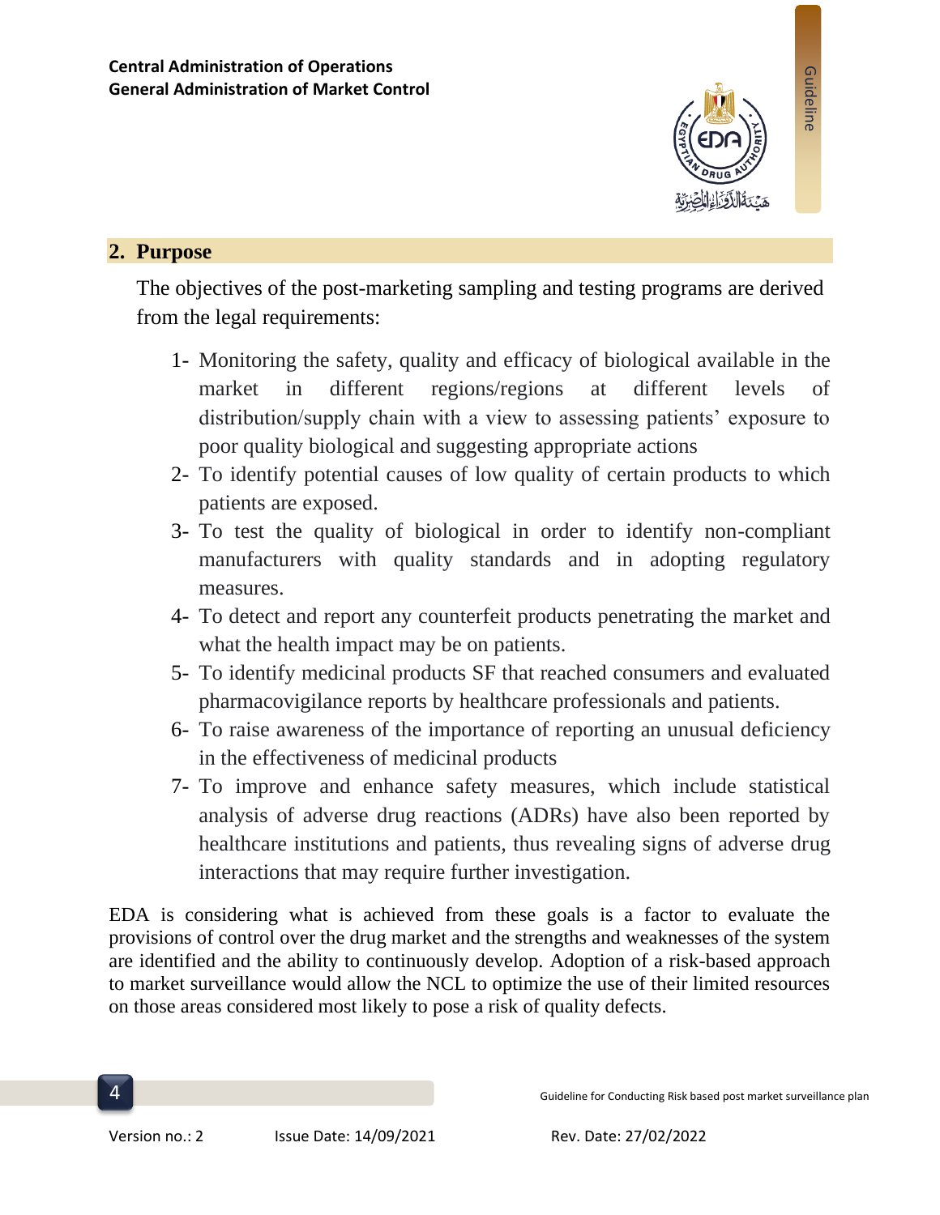## 2. Purpose

The objectives of the post-marketing sampling and testing programs are derived from the legal requirements:

1- Monitoring the safety, quality and efficacy of biological available in the market in different regions/regions at different levels of distribution/supply chain with a view to assessing patients' exposure to poor quality biological and suggesting appropriate actions
2- To identify potential causes of low quality of certain products to which patients are exposed.
3- To test the quality of biological in order to identify non-compliant manufacturers with quality standards and in adopting regulatory measures.
4- To detect and report any counterfeit products penetrating the market and what the health impact may be on patients.
5- To identify medicinal products SF that reached consumers and evaluated pharmacovigilance reports by healthcare professionals and patients.
6- To raise awareness of the importance of reporting an unusual deficiency in the effectiveness of medicinal products
7- To improve and enhance safety measures, which include statistical analysis of adverse drug reactions (ADRs) have also been reported by healthcare institutions and patients, thus revealing signs of adverse drug interactions that may require further investigation.

EDA is considering what is achieved from these goals is a factor to evaluate the provisions of control over the drug market and the strengths and weaknesses of the system are identified and the ability to continuously develop. Adoption of a risk-based approach to market surveillance would allow the NCL to optimize the use of their limited resources on those areas considered most likely to pose a risk of quality defects.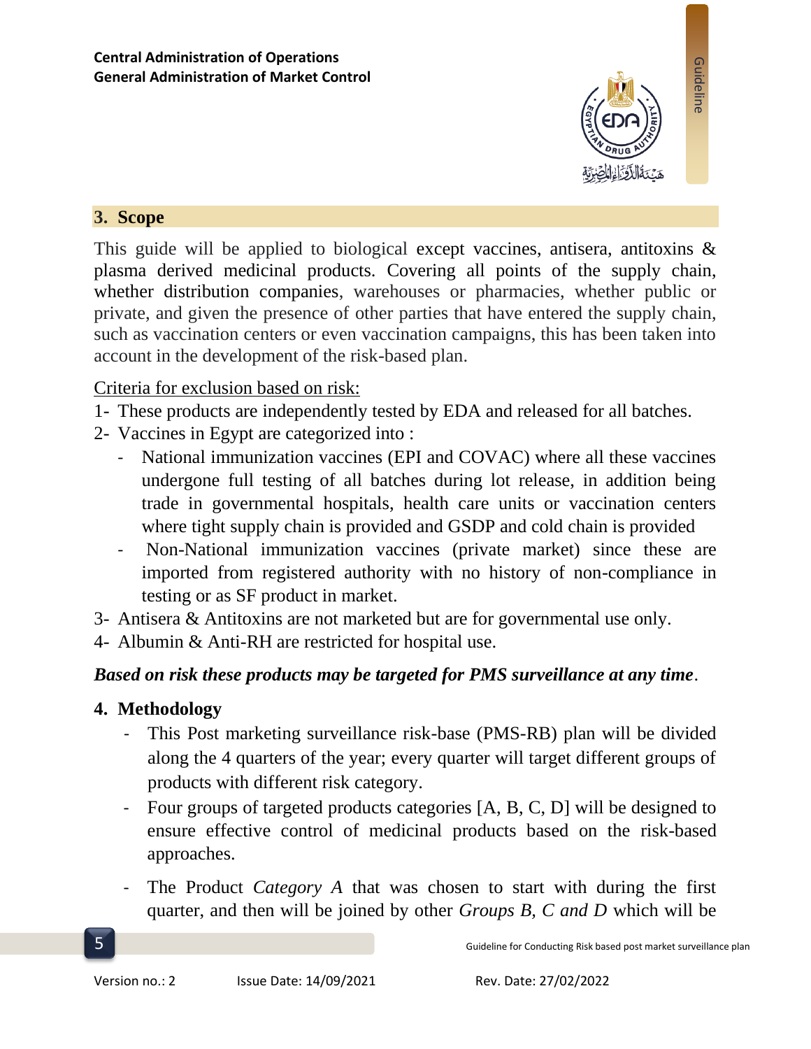## 3. Scope

This guide will be applied to biological except vaccines, antisera, antitoxins & plasma derived medicinal products. Covering all points of the supply chain, whether distribution companies, warehouses or pharmacies, whether public or private, and given the presence of other parties that have entered the supply chain, such as vaccination centers or even vaccination campaigns, this has been taken into account in the development of the risk-based plan.

Criteria for exclusion based on risk:

1- These products are independently tested by EDA and released for all batches.

2- Vaccines in Egypt are categorized into :

- National immunization vaccines (EPI and COVAC) where all these vaccines undergone full testing of all batches during lot release, in addition being trade in governmental hospitals, health care units or vaccination centers where tight supply chain is provided and GSDP and cold chain is provided
- Non-National immunization vaccines (private market) since these are imported from registered authority with no history of non-compliance in testing or as SF product in market.

3- Antisera & Antitoxins are not marketed but are for governmental use only.

4- Albumin & Anti-RH are restricted for hospital use.

***Based on risk these products may be targeted for PMS surveillance at any time***.

## 4. Methodology

- This Post marketing surveillance risk-base (PMS-RB) plan will be divided along the 4 quarters of the year; every quarter will target different groups of products with different risk category.
- Four groups of targeted products categories [A, B, C, D] will be designed to ensure effective control of medicinal products based on the risk-based approaches.
- The Product *Category A* that was chosen to start with during the first quarter, and then will be joined by other *Groups B, C and D* which will be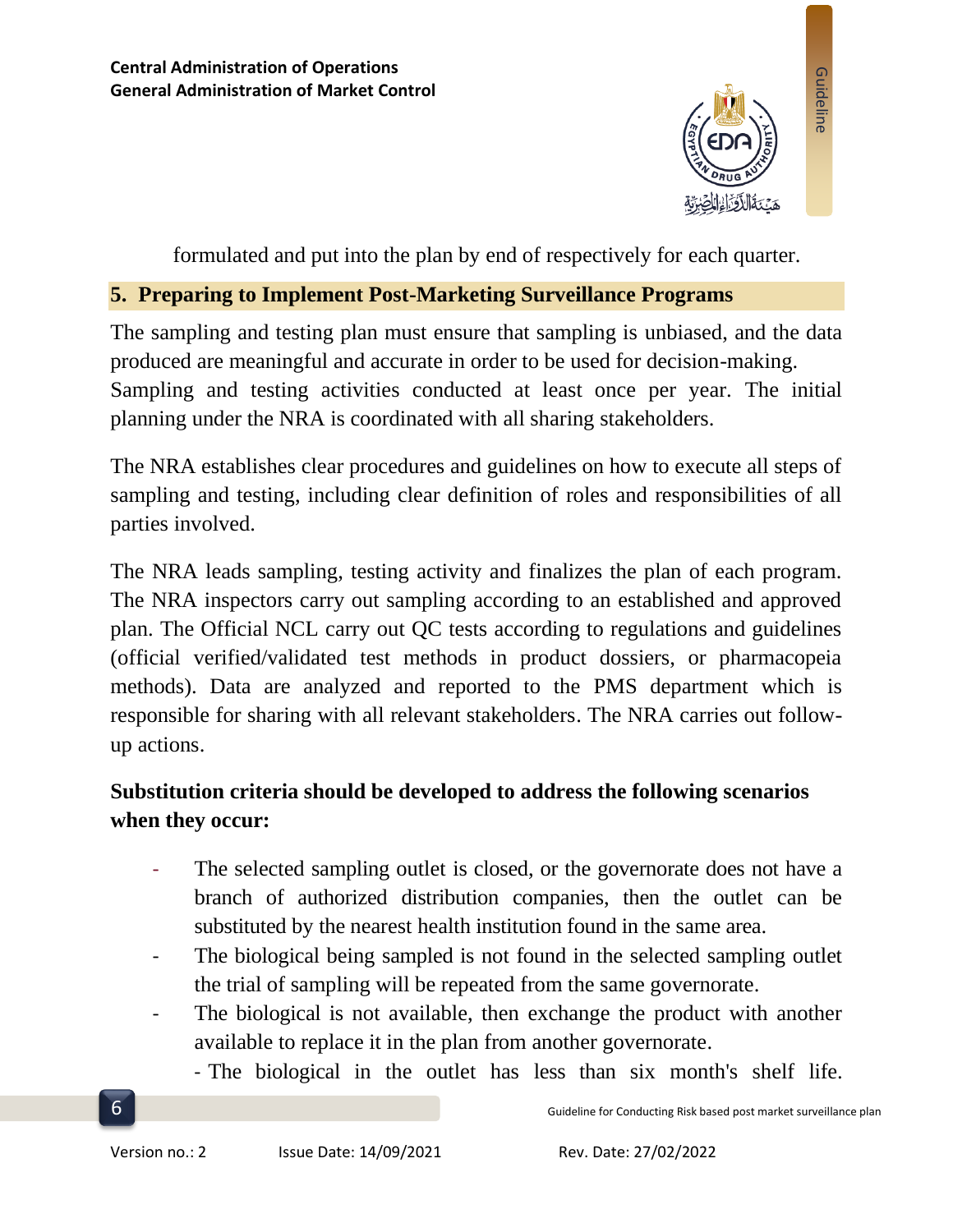formulated and put into the plan by end of respectively for each quarter.

## 5. Preparing to Implement Post-Marketing Surveillance Programs

The sampling and testing plan must ensure that sampling is unbiased, and the data produced are meaningful and accurate in order to be used for decision-making. Sampling and testing activities conducted at least once per year. The initial planning under the NRA is coordinated with all sharing stakeholders.

The NRA establishes clear procedures and guidelines on how to execute all steps of sampling and testing, including clear definition of roles and responsibilities of all parties involved.

The NRA leads sampling, testing activity and finalizes the plan of each program. The NRA inspectors carry out sampling according to an established and approved plan. The Official NCL carry out QC tests according to regulations and guidelines (official verified/validated test methods in product dossiers, or pharmacopeia methods). Data are analyzed and reported to the PMS department which is responsible for sharing with all relevant stakeholders. The NRA carries out follow-up actions.

**Substitution criteria should be developed to address the following scenarios when they occur:**

- The selected sampling outlet is closed, or the governorate does not have a branch of authorized distribution companies, then the outlet can be substituted by the nearest health institution found in the same area.
- The biological being sampled is not found in the selected sampling outlet the trial of sampling will be repeated from the same governorate.
- The biological is not available, then exchange the product with another available to replace it in the plan from another governorate.
- The biological in the outlet has less than six month's shelf life.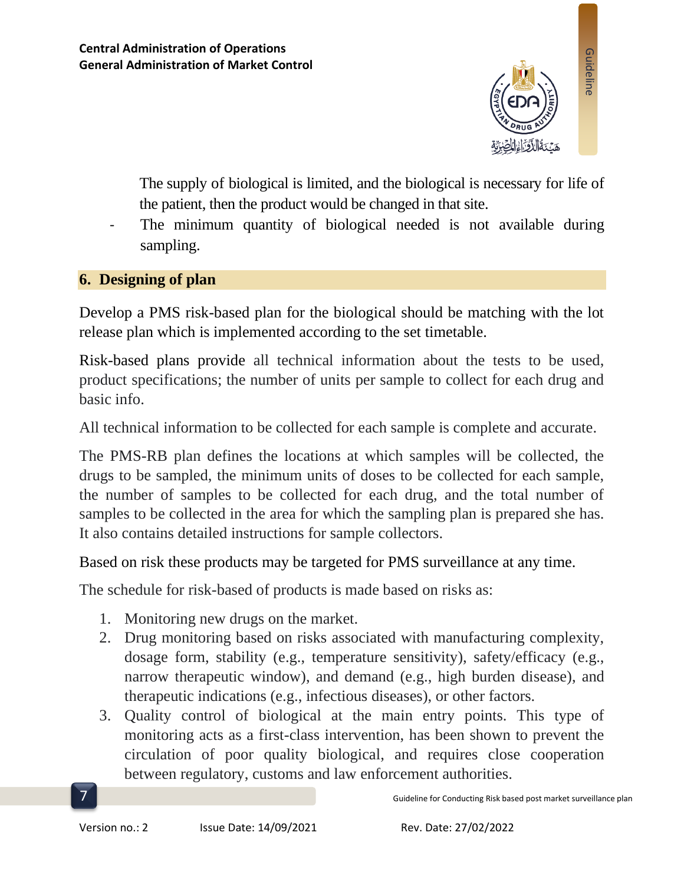The supply of biological is limited, and the biological is necessary for life of the patient, then the product would be changed in that site.

- The minimum quantity of biological needed is not available during sampling.

## 6. Designing of plan

Develop a PMS risk-based plan for the biological should be matching with the lot release plan which is implemented according to the set timetable.

Risk-based plans provide all technical information about the tests to be used, product specifications; the number of units per sample to collect for each drug and basic info.

All technical information to be collected for each sample is complete and accurate.

The PMS-RB plan defines the locations at which samples will be collected, the drugs to be sampled, the minimum units of doses to be collected for each sample, the number of samples to be collected for each drug, and the total number of samples to be collected in the area for which the sampling plan is prepared she has. It also contains detailed instructions for sample collectors.

Based on risk these products may be targeted for PMS surveillance at any time.

The schedule for risk-based of products is made based on risks as:

1. Monitoring new drugs on the market.
2. Drug monitoring based on risks associated with manufacturing complexity, dosage form, stability (e.g., temperature sensitivity), safety/efficacy (e.g., narrow therapeutic window), and demand (e.g., high burden disease), and therapeutic indications (e.g., infectious diseases), or other factors.
3. Quality control of biological at the main entry points. This type of monitoring acts as a first-class intervention, has been shown to prevent the circulation of poor quality biological, and requires close cooperation between regulatory, customs and law enforcement authorities.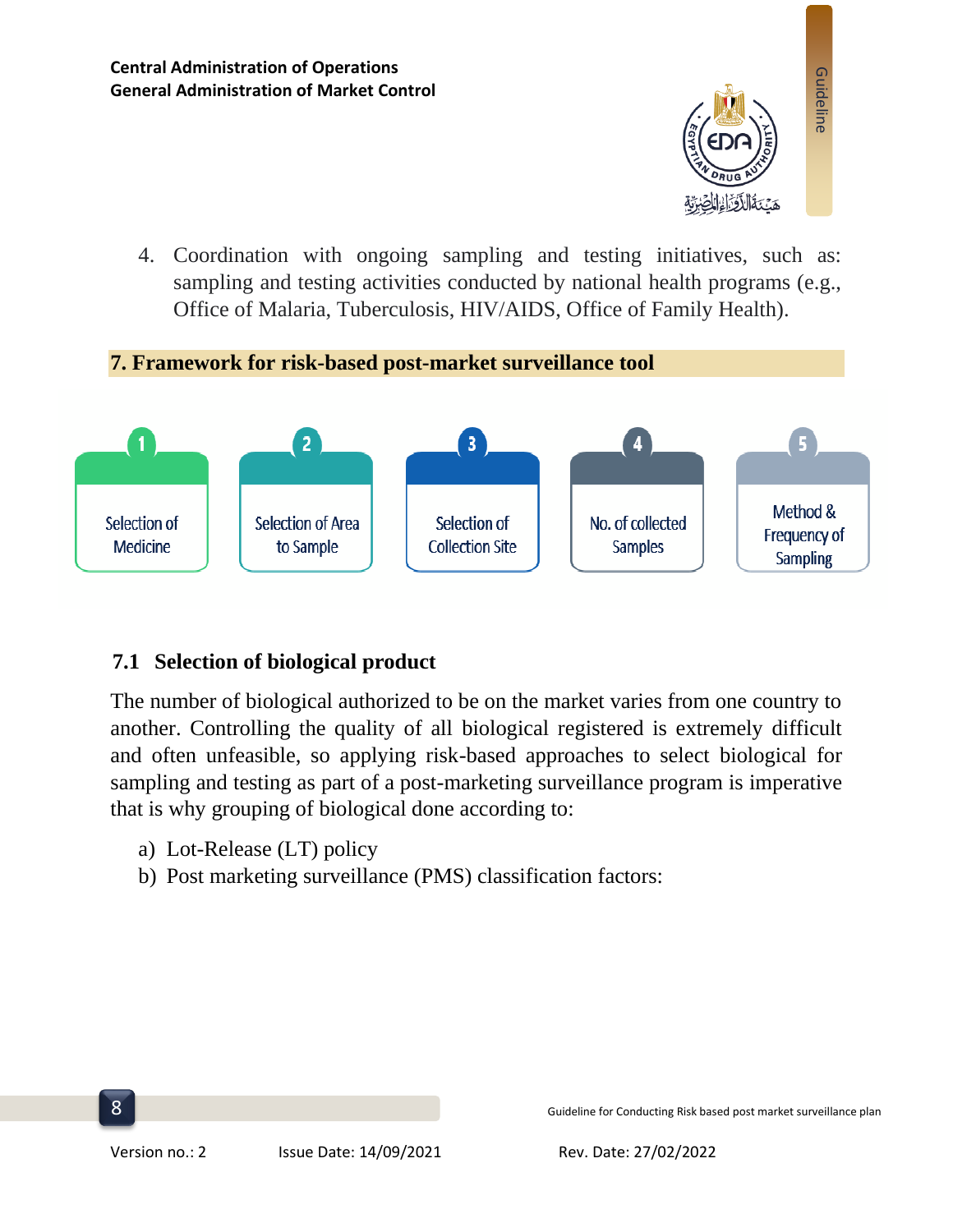4. Coordination with ongoing sampling and testing initiatives, such as: sampling and testing activities conducted by national health programs (e.g., Office of Malaria, Tuberculosis, HIV/AIDS, Office of Family Health).

## 7. Framework for risk-based post-market surveillance tool

1. Selection of Medicine
2. Selection of Area to Sample
3. Selection of Collection Site
4. No. of collected Samples
5. Method & Frequency of Sampling

### 7.1 Selection of biological product

The number of biological authorized to be on the market varies from one country to another. Controlling the quality of all biological registered is extremely difficult and often unfeasible, so applying risk-based approaches to select biological for sampling and testing as part of a post-marketing surveillance program is imperative that is why grouping of biological done according to:

a) Lot-Release (LT) policy
b) Post marketing surveillance (PMS) classification factors: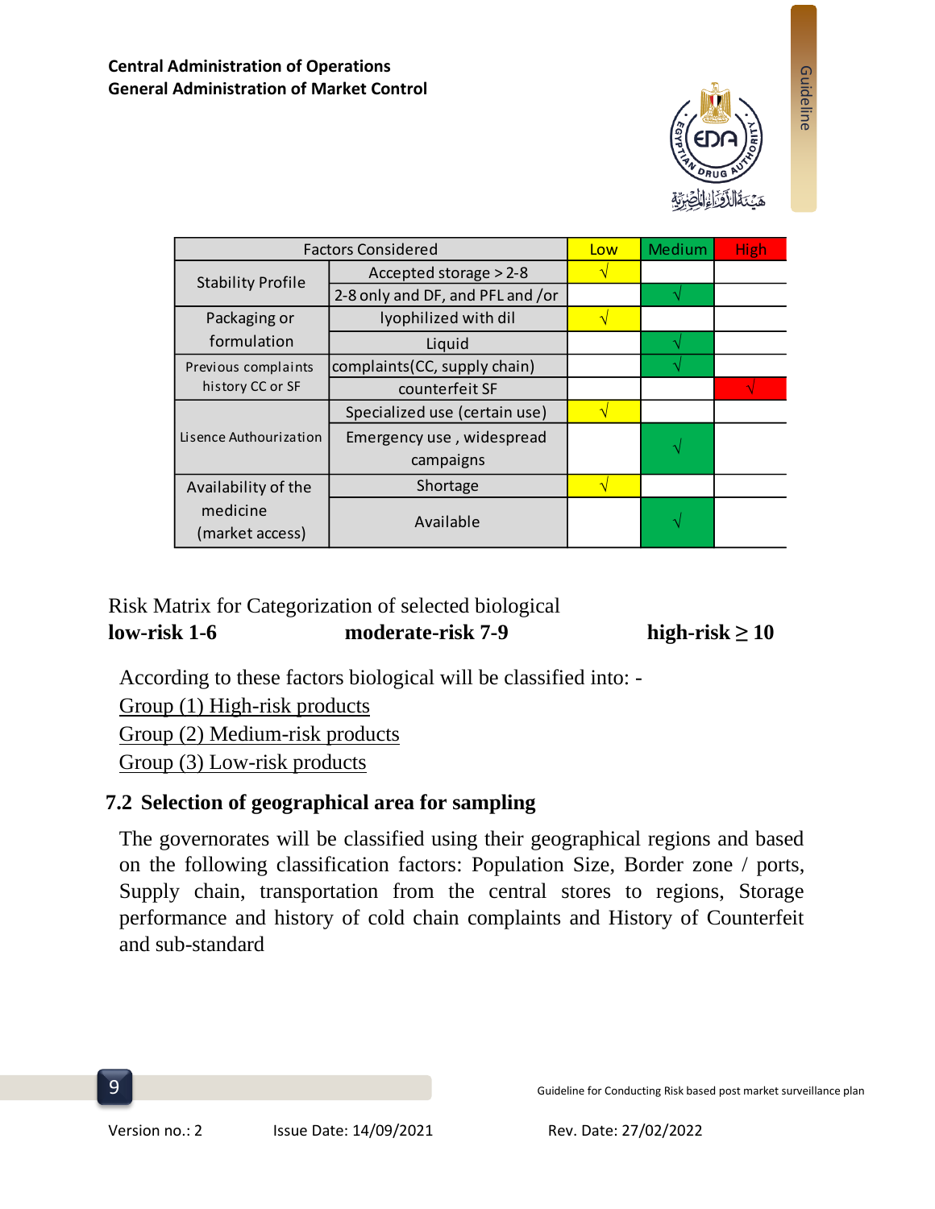Central Administration of Operations
General Administration of Market Control

| Factors Considered | | Low | Medium | High |
|---|---|---|---|---|
| Stability Profile | Accepted storage > 2-8 | √ | | |
| | 2-8 only and DF, and PFL and /or | | √ | |
| Packaging or formulation | lyophilized with dil | √ | | |
| | Liquid | | √ | |
| Previous complaints history CC or SF | complaints(CC, supply chain) | | √ | |
| | counterfeit SF | | | √ |
| Lisence Authourization | Specialized use (certain use) | √ | | |
| | Emergency use , widespread campaigns | | √ | |
| Availability of the medicine (market access) | Shortage | √ | | |
| | Available | | √ | |

Risk Matrix for Categorization of selected biological

**low-risk 1-6** **moderate-risk 7-9** **high-risk ≥ 10**

According to these factors biological will be classified into: -

Group (1) High-risk products

Group (2) Medium-risk products

Group (3) Low-risk products

## 7.2 Selection of geographical area for sampling

The governorates will be classified using their geographical regions and based on the following classification factors: Population Size, Border zone / ports, Supply chain, transportation from the central stores to regions, Storage performance and history of cold chain complaints and History of Counterfeit and sub-standard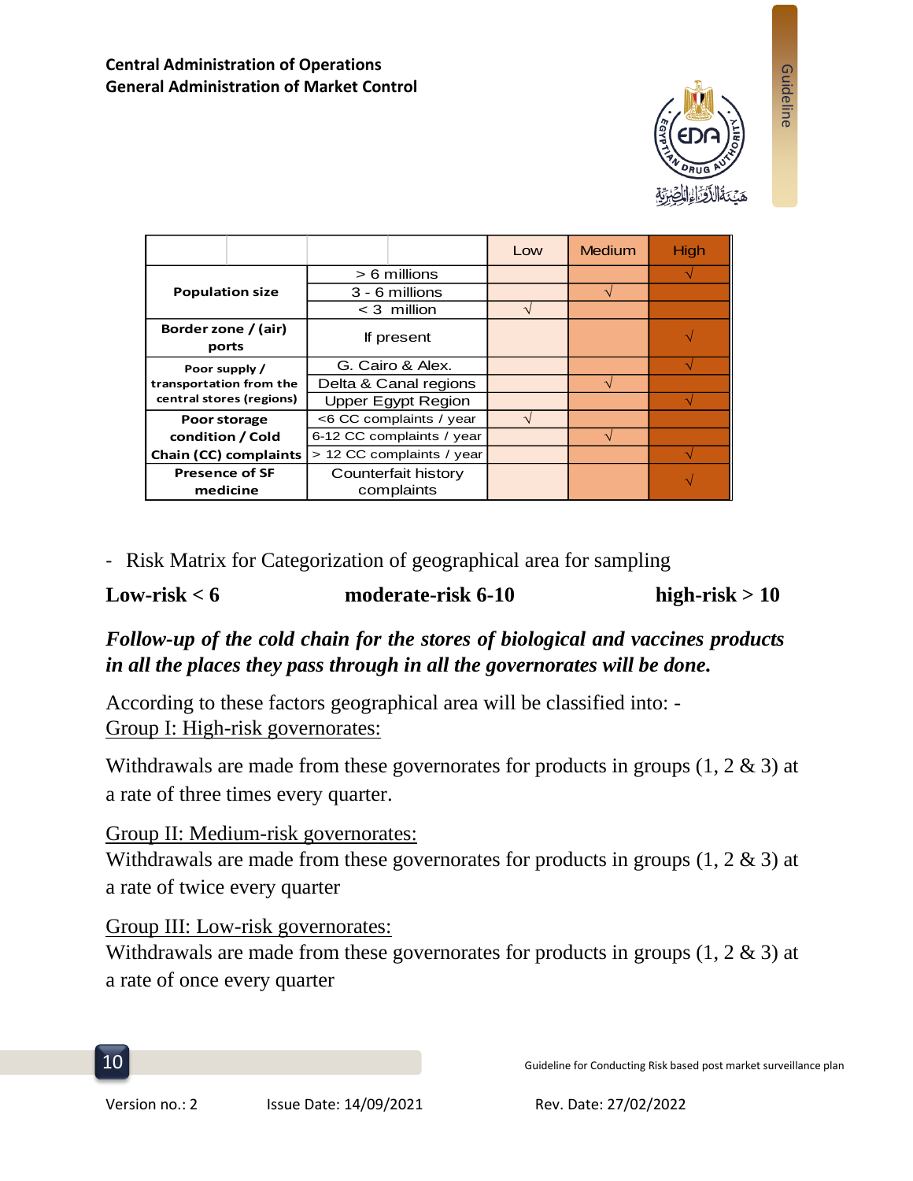| | | Low | Medium | High |
|---|---|---|---|---|
| **Population size** | > 6 millions | | | √ |
| | 3 - 6 millions | | √ | |
| | < 3 million | √ | | |
| **Border zone / (air) ports** | If present | | | √ |
| **Poor supply / transportation from the central stores (regions)** | G. Cairo & Alex. | | | √ |
| | Delta & Canal regions | | √ | |
| | Upper Egypt Region | | | √ |
| **Poor storage condition / Cold Chain (CC) complaints** | <6 CC complaints / year | √ | | |
| | 6-12 CC complaints / year | | √ | |
| | > 12 CC complaints / year | | | √ |
| **Presence of SF medicine** | Counterfait history complaints | | | √ |

- Risk Matrix for Categorization of geographical area for sampling

**Low-risk < 6** **moderate-risk 6-10** **high-risk > 10**

***Follow-up of the cold chain for the stores of biological and vaccines products in all the places they pass through in all the governorates will be done.***

According to these factors geographical area will be classified into: -

Group I: High-risk governorates:

Withdrawals are made from these governorates for products in groups (1, 2 & 3) at a rate of three times every quarter.

Group II: Medium-risk governorates:

Withdrawals are made from these governorates for products in groups (1, 2 & 3) at a rate of twice every quarter

Group III: Low-risk governorates:

Withdrawals are made from these governorates for products in groups (1, 2 & 3) at a rate of once every quarter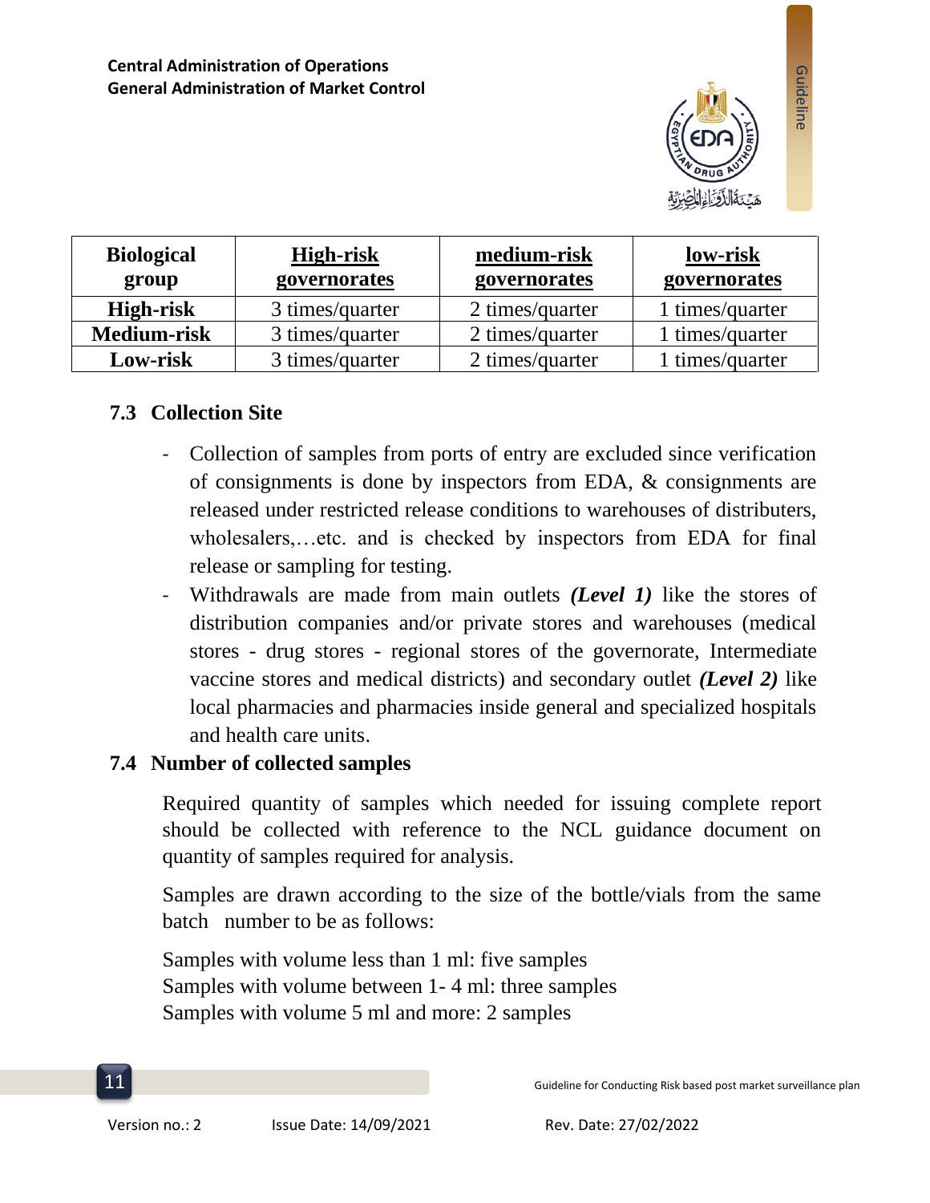| Biological group | High-risk governorates | medium-risk governorates | low-risk governorates |
|---|---|---|---|
| **High-risk** | 3 times/quarter | 2 times/quarter | 1 times/quarter |
| **Medium-risk** | 3 times/quarter | 2 times/quarter | 1 times/quarter |
| **Low-risk** | 3 times/quarter | 2 times/quarter | 1 times/quarter |

### 7.3 Collection Site

- Collection of samples from ports of entry are excluded since verification of consignments is done by inspectors from EDA, & consignments are released under restricted release conditions to warehouses of distributers, wholesalers,…etc. and is checked by inspectors from EDA for final release or sampling for testing.
- Withdrawals are made from main outlets ***(Level 1)*** like the stores of distribution companies and/or private stores and warehouses (medical stores - drug stores - regional stores of the governorate, Intermediate vaccine stores and medical districts) and secondary outlet ***(Level 2)*** like local pharmacies and pharmacies inside general and specialized hospitals and health care units.

### 7.4 Number of collected samples

Required quantity of samples which needed for issuing complete report should be collected with reference to the NCL guidance document on quantity of samples required for analysis.

Samples are drawn according to the size of the bottle/vials from the same batch number to be as follows:

Samples with volume less than 1 ml: five samples
Samples with volume between 1- 4 ml: three samples
Samples with volume 5 ml and more: 2 samples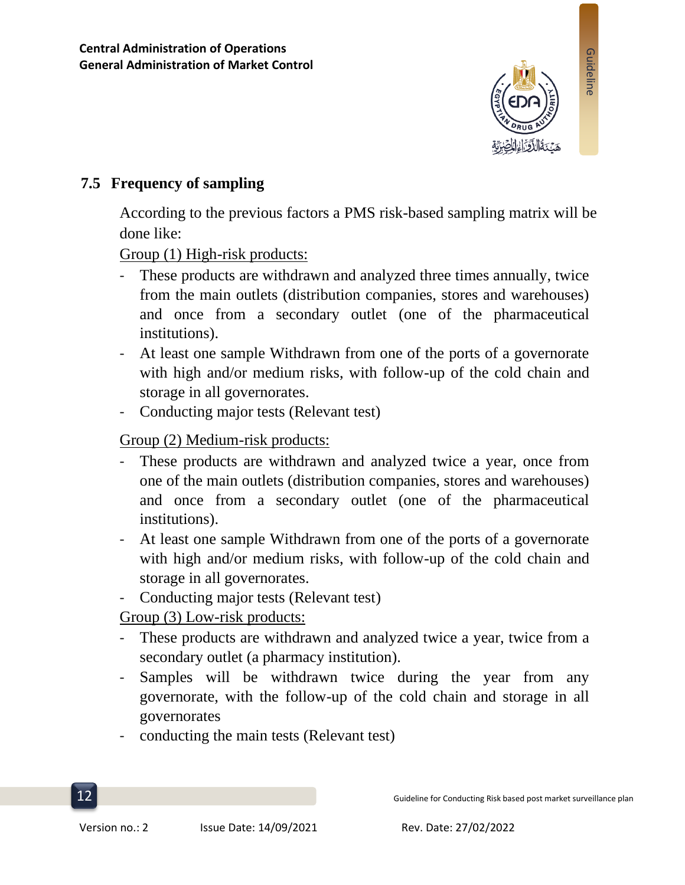## 7.5 Frequency of sampling

According to the previous factors a PMS risk-based sampling matrix will be done like:

Group (1) High-risk products:

- These products are withdrawn and analyzed three times annually, twice from the main outlets (distribution companies, stores and warehouses) and once from a secondary outlet (one of the pharmaceutical institutions).
- At least one sample Withdrawn from one of the ports of a governorate with high and/or medium risks, with follow-up of the cold chain and storage in all governorates.
- Conducting major tests (Relevant test)

Group (2) Medium-risk products:

- These products are withdrawn and analyzed twice a year, once from one of the main outlets (distribution companies, stores and warehouses) and once from a secondary outlet (one of the pharmaceutical institutions).
- At least one sample Withdrawn from one of the ports of a governorate with high and/or medium risks, with follow-up of the cold chain and storage in all governorates.
- Conducting major tests (Relevant test)

Group (3) Low-risk products:

- These products are withdrawn and analyzed twice a year, twice from a secondary outlet (a pharmacy institution).
- Samples will be withdrawn twice during the year from any governorate, with the follow-up of the cold chain and storage in all governorates
- conducting the main tests (Relevant test)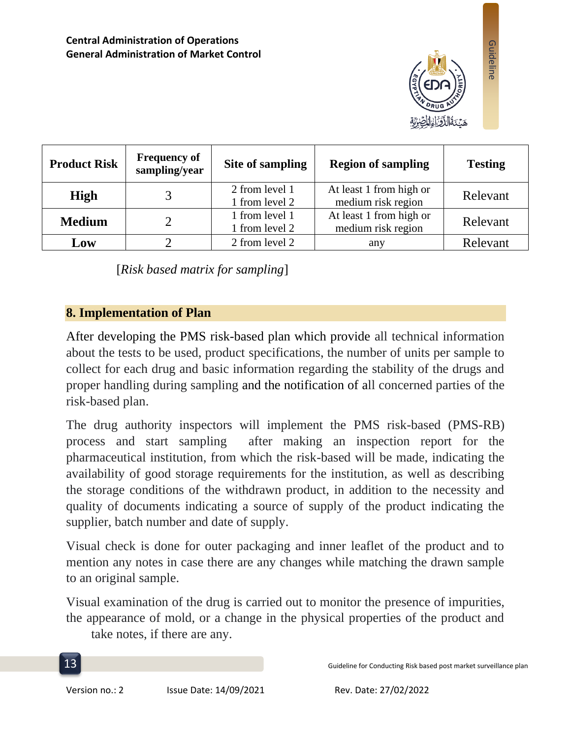| Product Risk | Frequency of sampling/year | Site of sampling | Region of sampling | Testing |
|---|---|---|---|---|
| **High** | 3 | 2 from level 1<br>1 from level 2 | At least 1 from high or medium risk region | Relevant |
| **Medium** | 2 | 1 from level 1<br>1 from level 2 | At least 1 from high or medium risk region | Relevant |
| **Low** | 2 | 2 from level 2 | any | Relevant |

[*Risk based matrix for sampling*]

## 8. Implementation of Plan

After developing the PMS risk-based plan which provide all technical information about the tests to be used, product specifications, the number of units per sample to collect for each drug and basic information regarding the stability of the drugs and proper handling during sampling and the notification of all concerned parties of the risk-based plan.

The drug authority inspectors will implement the PMS risk-based (PMS-RB) process and start sampling after making an inspection report for the pharmaceutical institution, from which the risk-based will be made, indicating the availability of good storage requirements for the institution, as well as describing the storage conditions of the withdrawn product, in addition to the necessity and quality of documents indicating a source of supply of the product indicating the supplier, batch number and date of supply.

Visual check is done for outer packaging and inner leaflet of the product and to mention any notes in case there are any changes while matching the drawn sample to an original sample.

Visual examination of the drug is carried out to monitor the presence of impurities, the appearance of mold, or a change in the physical properties of the product and take notes, if there are any.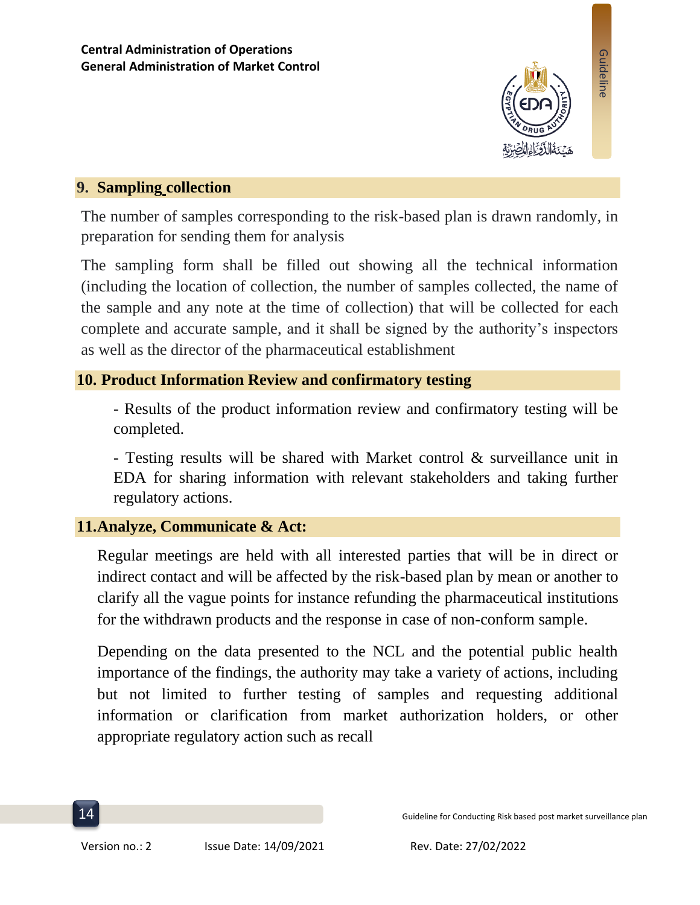## 9. Sampling collection

The number of samples corresponding to the risk-based plan is drawn randomly, in preparation for sending them for analysis

The sampling form shall be filled out showing all the technical information (including the location of collection, the number of samples collected, the name of the sample and any note at the time of collection) that will be collected for each complete and accurate sample, and it shall be signed by the authority's inspectors as well as the director of the pharmaceutical establishment

## 10. Product Information Review and confirmatory testing

- Results of the product information review and confirmatory testing will be completed.
- Testing results will be shared with Market control & surveillance unit in EDA for sharing information with relevant stakeholders and taking further regulatory actions.

## 11. Analyze, Communicate & Act:

Regular meetings are held with all interested parties that will be in direct or indirect contact and will be affected by the risk-based plan by mean or another to clarify all the vague points for instance refunding the pharmaceutical institutions for the withdrawn products and the response in case of non-conform sample.

Depending on the data presented to the NCL and the potential public health importance of the findings, the authority may take a variety of actions, including but not limited to further testing of samples and requesting additional information or clarification from market authorization holders, or other appropriate regulatory action such as recall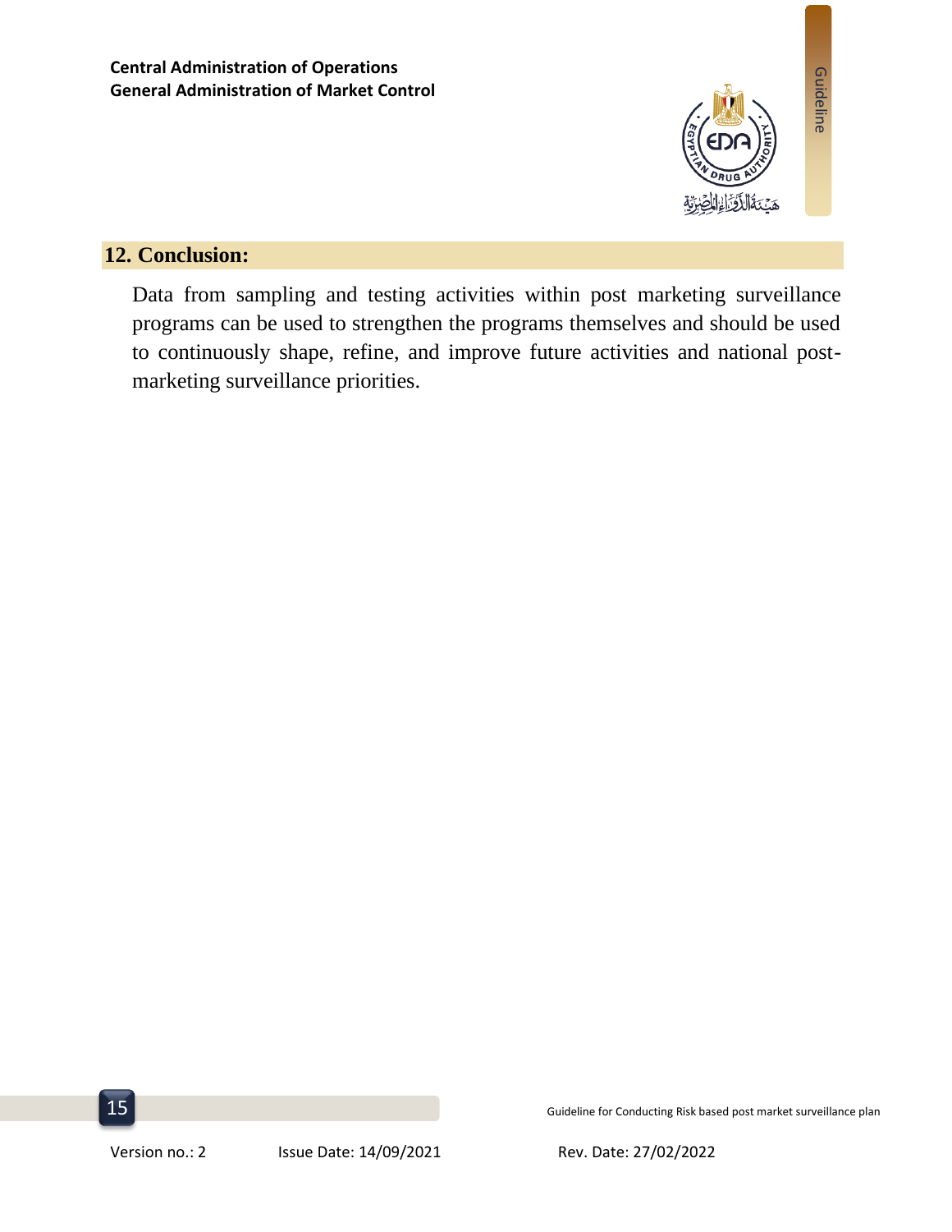## 12. Conclusion:

Data from sampling and testing activities within post marketing surveillance programs can be used to strengthen the programs themselves and should be used to continuously shape, refine, and improve future activities and national post-marketing surveillance priorities.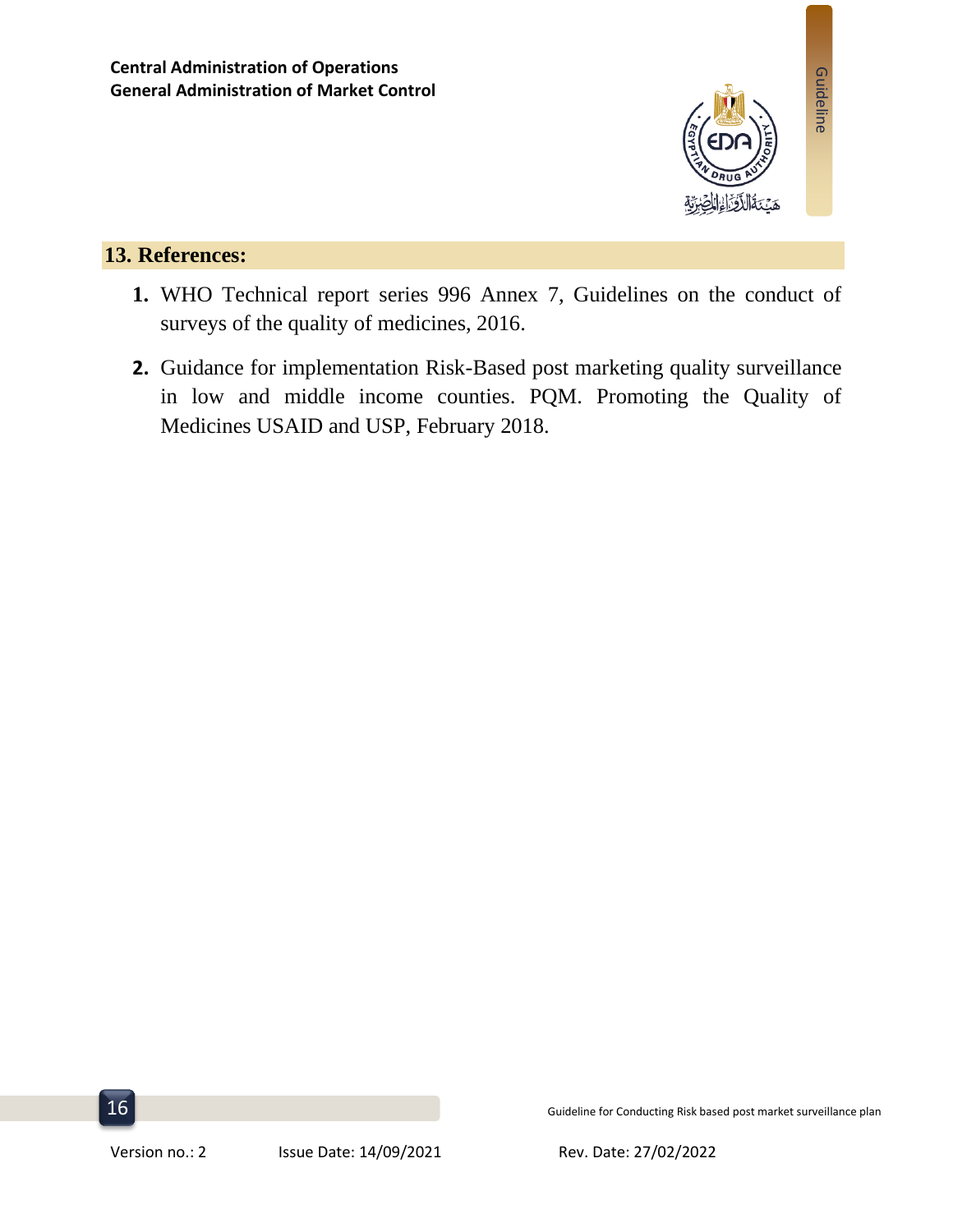## 13. References:

1. WHO Technical report series 996 Annex 7, Guidelines on the conduct of surveys of the quality of medicines, 2016.
2. Guidance for implementation Risk-Based post marketing quality surveillance in low and middle income counties. PQM. Promoting the Quality of Medicines USAID and USP, February 2018.